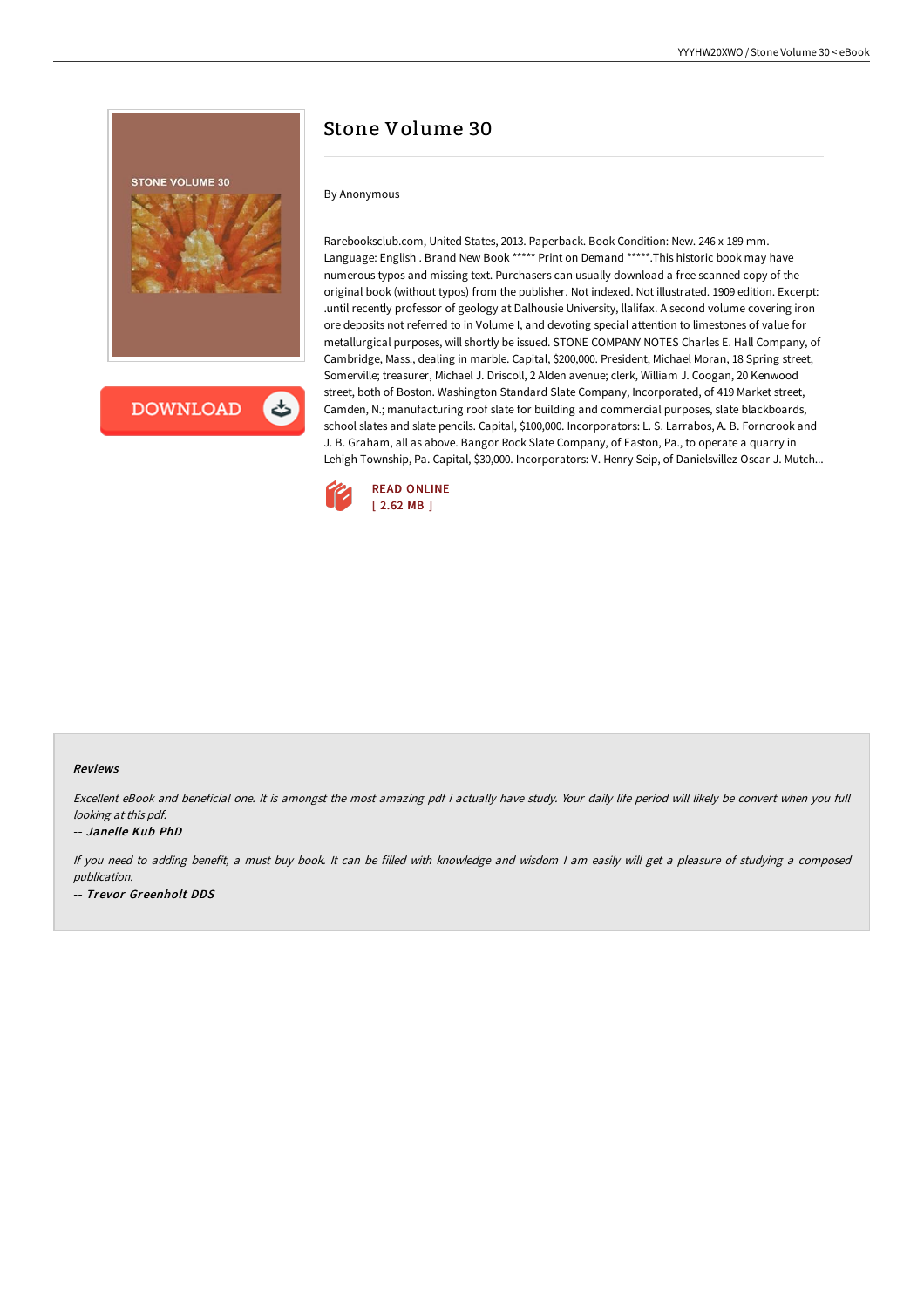# Stone Volume 30

By Anonymous

Rarebooksclub.com, United States, 2013. Paperback. Book Condition: New. 246 x 189 mm. Language: English . Brand New Book ***** Print on Demand *****.This historic book may have numerous typos and missing text. Purchasers can usually download a free scanned copy of the original book (without typos) from the publisher. Not indexed. Not illustrated. 1909 edition. Excerpt: .until recently professor of geology at Dalhousie University, llalifax. A second volume covering iron ore deposits not referred to in Volume I, and devoting special attention to limestones of value for metallurgical purposes, will shortly be issued. STONE COMPANY NOTES Charles E. Hall Company, of Cambridge, Mass., dealing in marble. Capital, $200,000. President, Michael Moran, 18 Spring street, Somerville; treasurer, Michael J. Driscoll, 2 Alden avenue; clerk, William J. Coogan, 20 Kenwood street, both of Boston. Washington Standard Slate Company, Incorporated, of 419 Market street, Camden, N.; manufacturing roof slate for building and commercial purposes, slate blackboards, school slates and slate pencils. Capital, $100,000. Incorporators: L. S. Larrabos, A. B. Forncrook and J. B. Graham, all as above. Bangor Rock Slate Company, of Easton, Pa., to operate a quarry in Lehigh Township, Pa. Capital, $30,000. Incorporators: V. Henry Seip, of Danielsvillez Oscar J. Mutch...

READ ONLINE
[ 2.62 MB ]

### Reviews

*Excellent eBook and beneficial one. It is amongst the most amazing pdf i actually have study. Your daily life period will likely be convert when you full looking at this pdf.*

-- ***Janelle Kub PhD***

*If you need to adding benefit, a must buy book. It can be filled with knowledge and wisdom I am easily will get a pleasure of studying a composed publication.*

-- ***Trevor Greenholt DDS***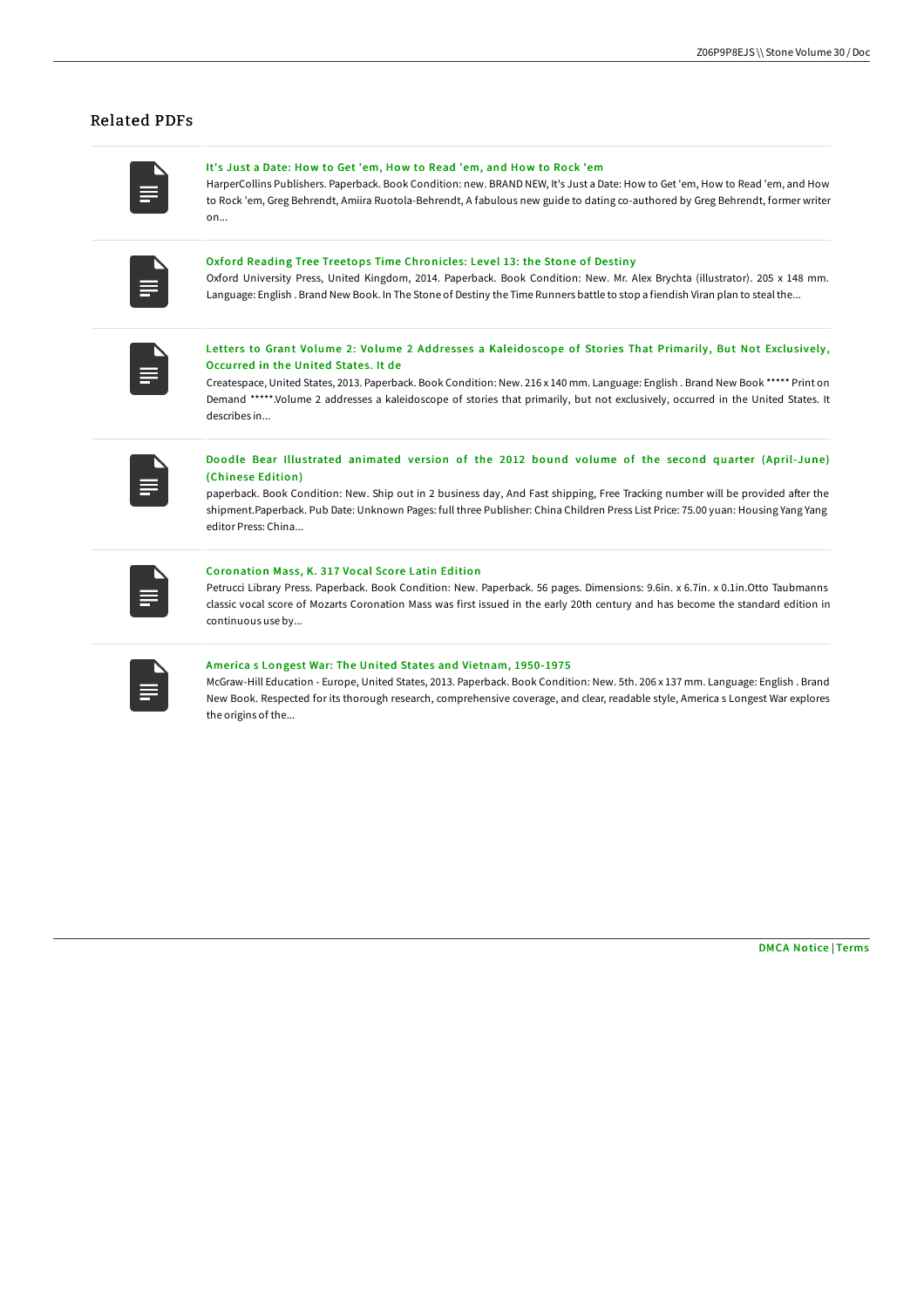## Related PDFs

### It's Just a Date: How to Get 'em, How to Read 'em, and How to Rock 'em

HarperCollins Publishers. Paperback. Book Condition: new. BRAND NEW, It's Just a Date: How to Get 'em, How to Read 'em, and How to Rock 'em, Greg Behrendt, Amiira Ruotola-Behrendt, A fabulous new guide to dating co-authored by Greg Behrendt, former writer on...

### Oxford Reading Tree Treetops Time Chronicles: Level 13: the Stone of Destiny

Oxford University Press, United Kingdom, 2014. Paperback. Book Condition: New. Mr. Alex Brychta (illustrator). 205 x 148 mm. Language: English . Brand New Book. In The Stone of Destiny the Time Runners battle to stop a fiendish Viran plan to steal the...

### Letters to Grant Volume 2: Volume 2 Addresses a Kaleidoscope of Stories That Primarily, But Not Exclusively, Occurred in the United States. It de

Createspace, United States, 2013. Paperback. Book Condition: New. 216 x 140 mm. Language: English . Brand New Book ***** Print on Demand *****.Volume 2 addresses a kaleidoscope of stories that primarily, but not exclusively, occurred in the United States. It describes in...

### Doodle Bear Illustrated animated version of the 2012 bound volume of the second quarter (April-June) (Chinese Edition)

paperback. Book Condition: New. Ship out in 2 business day, And Fast shipping, Free Tracking number will be provided after the shipment.Paperback. Pub Date: Unknown Pages: full three Publisher: China Children Press List Price: 75.00 yuan: Housing Yang Yang editor Press: China...

### Coronation Mass, K. 317 Vocal Score Latin Edition

Petrucci Library Press. Paperback. Book Condition: New. Paperback. 56 pages. Dimensions: 9.6in. x 6.7in. x 0.1in.Otto Taubmanns classic vocal score of Mozarts Coronation Mass was first issued in the early 20th century and has become the standard edition in continuous use by...

### America s Longest War: The United States and Vietnam, 1950-1975

McGraw-Hill Education - Europe, United States, 2013. Paperback. Book Condition: New. 5th. 206 x 137 mm. Language: English . Brand New Book. Respected for its thorough research, comprehensive coverage, and clear, readable style, America s Longest War explores the origins of the...

DMCA Notice | Terms